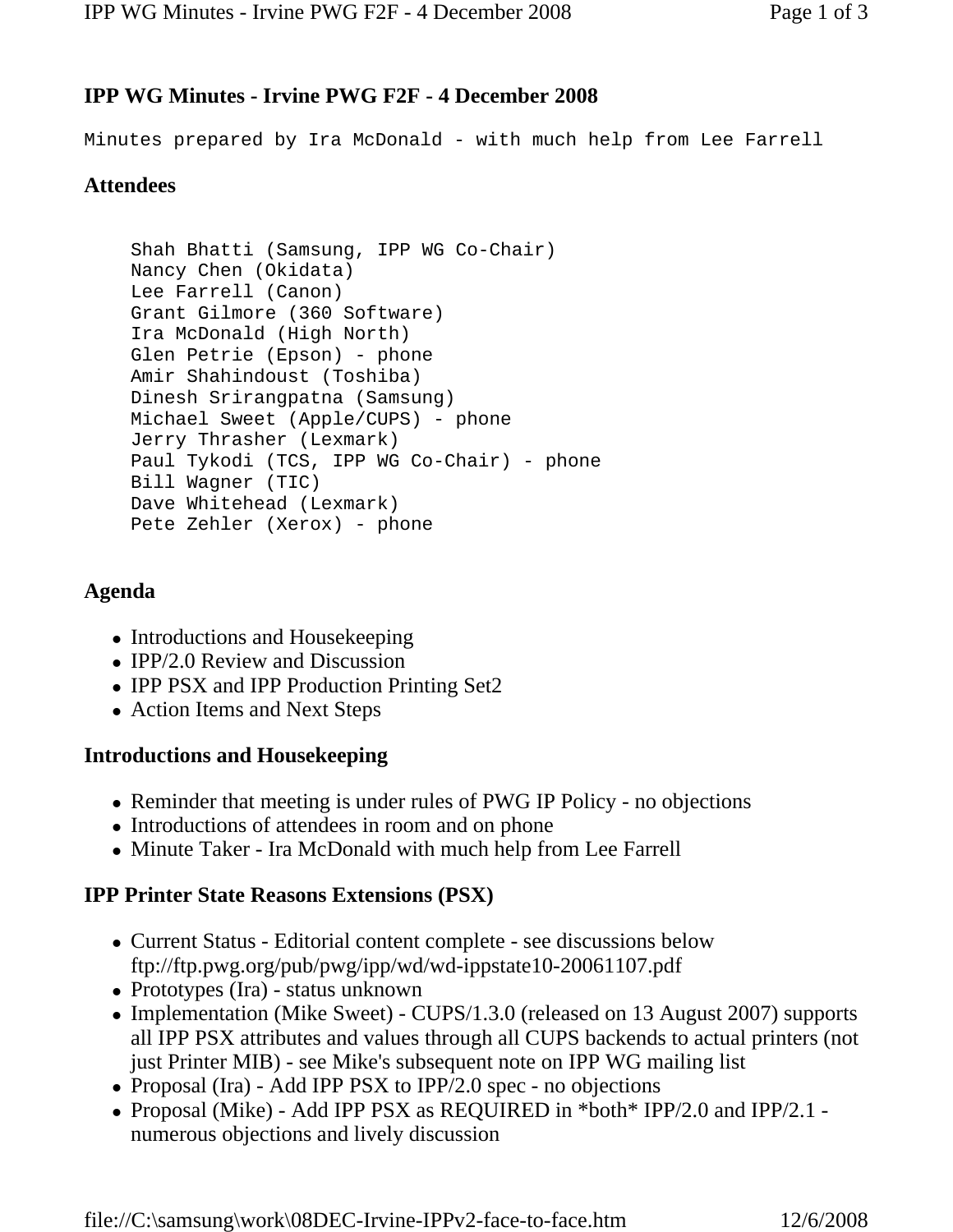# IPP WG Minutes - Irvine PWG F2F - 4 December 2008

Minutes prepared by Ira McDonald - with much help from Lee Farrell

## Attendees

```
Shah Bhatti (Samsung, IPP WG Co-Chair)
Nancy Chen (Okidata)
Lee Farrell (Canon)
Grant Gilmore (360 Software)
Ira McDonald (High North)
Glen Petrie (Epson) - phone
Amir Shahindoust (Toshiba)
Dinesh Srirangpatna (Samsung)
Michael Sweet (Apple/CUPS) - phone
Jerry Thrasher (Lexmark)
Paul Tykodi (TCS, IPP WG Co-Chair) - phone
Bill Wagner (TIC)
Dave Whitehead (Lexmark)
Pete Zehler (Xerox) - phone
```

## Agenda

- Introductions and Housekeeping
- IPP/2.0 Review and Discussion
- IPP PSX and IPP Production Printing Set2
- Action Items and Next Steps

## Introductions and Housekeeping

- Reminder that meeting is under rules of PWG IP Policy - no objections
- Introductions of attendees in room and on phone
- Minute Taker - Ira McDonald with much help from Lee Farrell

## IPP Printer State Reasons Extensions (PSX)

- Current Status - Editorial content complete - see discussions below ftp://ftp.pwg.org/pub/pwg/ipp/wd/wd-ippstate10-20061107.pdf
- Prototypes (Ira) - status unknown
- Implementation (Mike Sweet) - CUPS/1.3.0 (released on 13 August 2007) supports all IPP PSX attributes and values through all CUPS backends to actual printers (not just Printer MIB) - see Mike's subsequent note on IPP WG mailing list
- Proposal (Ira) - Add IPP PSX to IPP/2.0 spec - no objections
- Proposal (Mike) - Add IPP PSX as REQUIRED in *both* IPP/2.0 and IPP/2.1 - numerous objections and lively discussion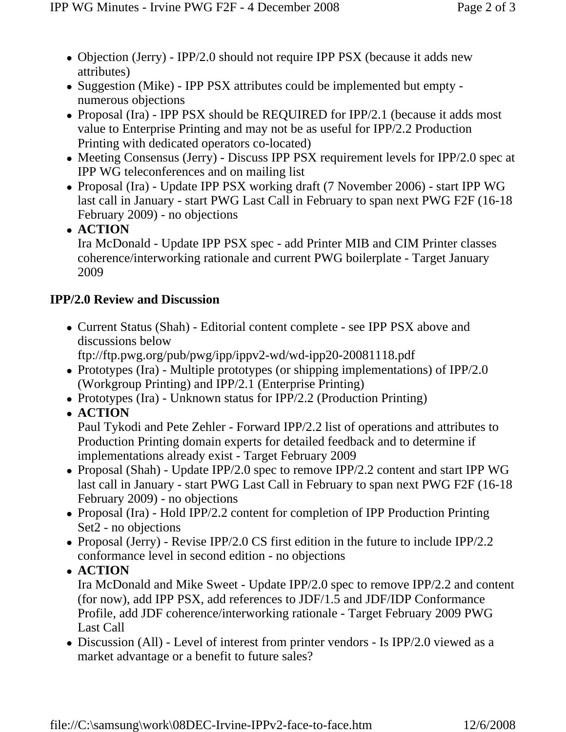- Objection (Jerry) - IPP/2.0 should not require IPP PSX (because it adds new attributes)
- Suggestion (Mike) - IPP PSX attributes could be implemented but empty - numerous objections
- Proposal (Ira) - IPP PSX should be REQUIRED for IPP/2.1 (because it adds most value to Enterprise Printing and may not be as useful for IPP/2.2 Production Printing with dedicated operators co-located)
- Meeting Consensus (Jerry) - Discuss IPP PSX requirement levels for IPP/2.0 spec at IPP WG teleconferences and on mailing list
- Proposal (Ira) - Update IPP PSX working draft (7 November 2006) - start IPP WG last call in January - start PWG Last Call in February to span next PWG F2F (16-18 February 2009) - no objections
- **ACTION**
  Ira McDonald - Update IPP PSX spec - add Printer MIB and CIM Printer classes coherence/interworking rationale and current PWG boilerplate - Target January 2009

**IPP/2.0 Review and Discussion**

- Current Status (Shah) - Editorial content complete - see IPP PSX above and discussions below
  ftp://ftp.pwg.org/pub/pwg/ipp/ippv2-wd/wd-ipp20-20081118.pdf
- Prototypes (Ira) - Multiple prototypes (or shipping implementations) of IPP/2.0 (Workgroup Printing) and IPP/2.1 (Enterprise Printing)
- Prototypes (Ira) - Unknown status for IPP/2.2 (Production Printing)
- **ACTION**
  Paul Tykodi and Pete Zehler - Forward IPP/2.2 list of operations and attributes to Production Printing domain experts for detailed feedback and to determine if implementations already exist - Target February 2009
- Proposal (Shah) - Update IPP/2.0 spec to remove IPP/2.2 content and start IPP WG last call in January - start PWG Last Call in February to span next PWG F2F (16-18 February 2009) - no objections
- Proposal (Ira) - Hold IPP/2.2 content for completion of IPP Production Printing Set2 - no objections
- Proposal (Jerry) - Revise IPP/2.0 CS first edition in the future to include IPP/2.2 conformance level in second edition - no objections
- **ACTION**
  Ira McDonald and Mike Sweet - Update IPP/2.0 spec to remove IPP/2.2 and content (for now), add IPP PSX, add references to JDF/1.5 and JDF/IDP Conformance Profile, add JDF coherence/interworking rationale - Target February 2009 PWG Last Call
- Discussion (All) - Level of interest from printer vendors - Is IPP/2.0 viewed as a market advantage or a benefit to future sales?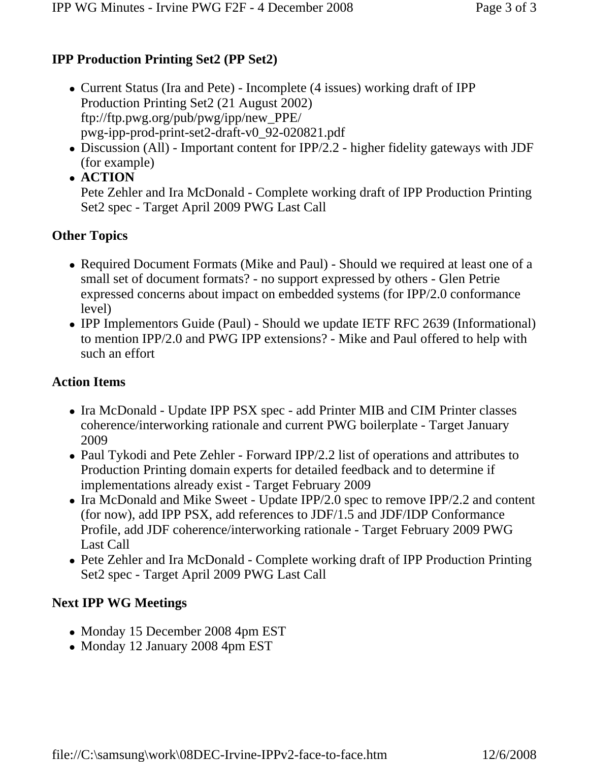## IPP Production Printing Set2 (PP Set2)

- Current Status (Ira and Pete) - Incomplete (4 issues) working draft of IPP Production Printing Set2 (21 August 2002) ftp://ftp.pwg.org/pub/pwg/ipp/new_PPE/ pwg-ipp-prod-print-set2-draft-v0_92-020821.pdf
- Discussion (All) - Important content for IPP/2.2 - higher fidelity gateways with JDF (for example)
- **ACTION**
  Pete Zehler and Ira McDonald - Complete working draft of IPP Production Printing Set2 spec - Target April 2009 PWG Last Call

## Other Topics

- Required Document Formats (Mike and Paul) - Should we required at least one of a small set of document formats? - no support expressed by others - Glen Petrie expressed concerns about impact on embedded systems (for IPP/2.0 conformance level)
- IPP Implementors Guide (Paul) - Should we update IETF RFC 2639 (Informational) to mention IPP/2.0 and PWG IPP extensions? - Mike and Paul offered to help with such an effort

## Action Items

- Ira McDonald - Update IPP PSX spec - add Printer MIB and CIM Printer classes coherence/interworking rationale and current PWG boilerplate - Target January 2009
- Paul Tykodi and Pete Zehler - Forward IPP/2.2 list of operations and attributes to Production Printing domain experts for detailed feedback and to determine if implementations already exist - Target February 2009
- Ira McDonald and Mike Sweet - Update IPP/2.0 spec to remove IPP/2.2 and content (for now), add IPP PSX, add references to JDF/1.5 and JDF/IDP Conformance Profile, add JDF coherence/interworking rationale - Target February 2009 PWG Last Call
- Pete Zehler and Ira McDonald - Complete working draft of IPP Production Printing Set2 spec - Target April 2009 PWG Last Call

## Next IPP WG Meetings

- Monday 15 December 2008 4pm EST
- Monday 12 January 2008 4pm EST